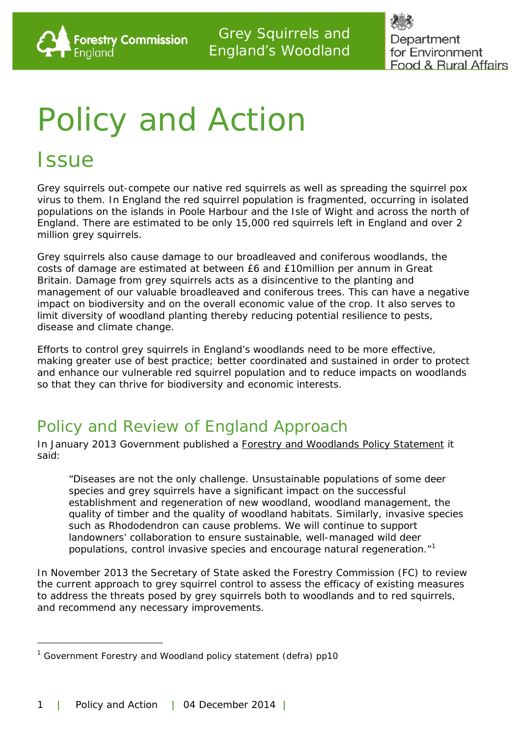# Policy and Action

## Issue

Grey squirrels out-compete our native red squirrels as well as spreading the squirrel pox virus to them. In England the red squirrel population is fragmented, occurring in isolated populations on the islands in Poole Harbour and the Isle of Wight and across the north of England. There are estimated to be only 15,000 red squirrels left in England and over 2 million grey squirrels.

Grey squirrels also cause damage to our broadleaved and coniferous woodlands, the costs of damage are estimated at between £6 and £10million per annum in Great Britain. Damage from grey squirrels acts as a disincentive to the planting and management of our valuable broadleaved and coniferous trees. This can have a negative impact on biodiversity and on the overall economic value of the crop. It also serves to limit diversity of woodland planting thereby reducing potential resilience to pests, disease and climate change.

Efforts to control grey squirrels in England's woodlands need to be more effective, making greater use of best practice; better coordinated and sustained in order to protect and enhance our vulnerable red squirrel population and to reduce impacts on woodlands so that they can thrive for biodiversity and economic interests.

## Policy and Review of England Approach

In January 2013 Government published a Forestry and Woodlands Policy Statement it said:

> "Diseases are not the only challenge. Unsustainable populations of some deer species and grey squirrels have a significant impact on the successful establishment and regeneration of new woodland, woodland management, the quality of timber and the quality of woodland habitats. Similarly, invasive species such as Rhododendron can cause problems. We will continue to support landowners' collaboration to ensure sustainable, well-managed wild deer populations, control invasive species and encourage natural regeneration."[1]

In November 2013 the Secretary of State asked the Forestry Commission (FC) to review the current approach to grey squirrel control to assess the efficacy of existing measures to address the threats posed by grey squirrels both to woodlands and to red squirrels, and recommend any necessary improvements.

[1] Government Forestry and Woodland policy statement (defra) pp10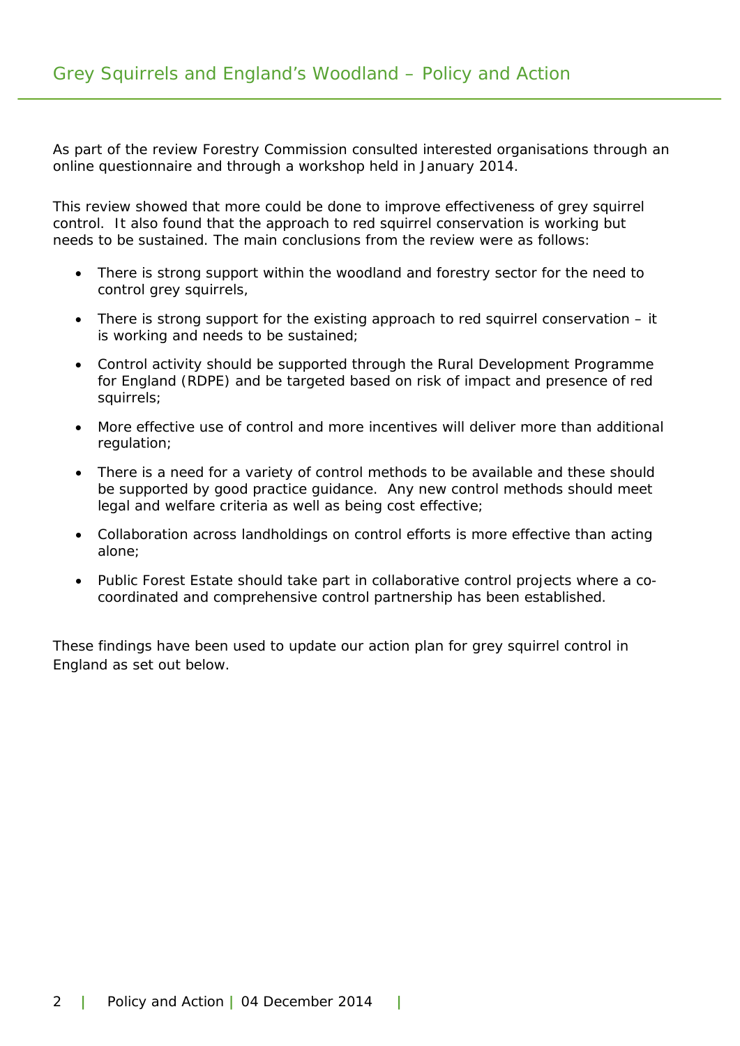As part of the review Forestry Commission consulted interested organisations through an online questionnaire and through a workshop held in January 2014.

This review showed that more could be done to improve effectiveness of grey squirrel control. It also found that the approach to red squirrel conservation is working but needs to be sustained. The main conclusions from the review were as follows:

- There is strong support within the woodland and forestry sector for the need to control grey squirrels,
- There is strong support for the existing approach to red squirrel conservation – it is working and needs to be sustained;
- Control activity should be supported through the Rural Development Programme for England (RDPE) and be targeted based on risk of impact and presence of red squirrels;
- More effective use of control and more incentives will deliver more than additional regulation;
- There is a need for a variety of control methods to be available and these should be supported by good practice guidance. Any new control methods should meet legal and welfare criteria as well as being cost effective;
- Collaboration across landholdings on control efforts is more effective than acting alone;
- Public Forest Estate should take part in collaborative control projects where a co-coordinated and comprehensive control partnership has been established.

These findings have been used to update our action plan for grey squirrel control in England as set out below.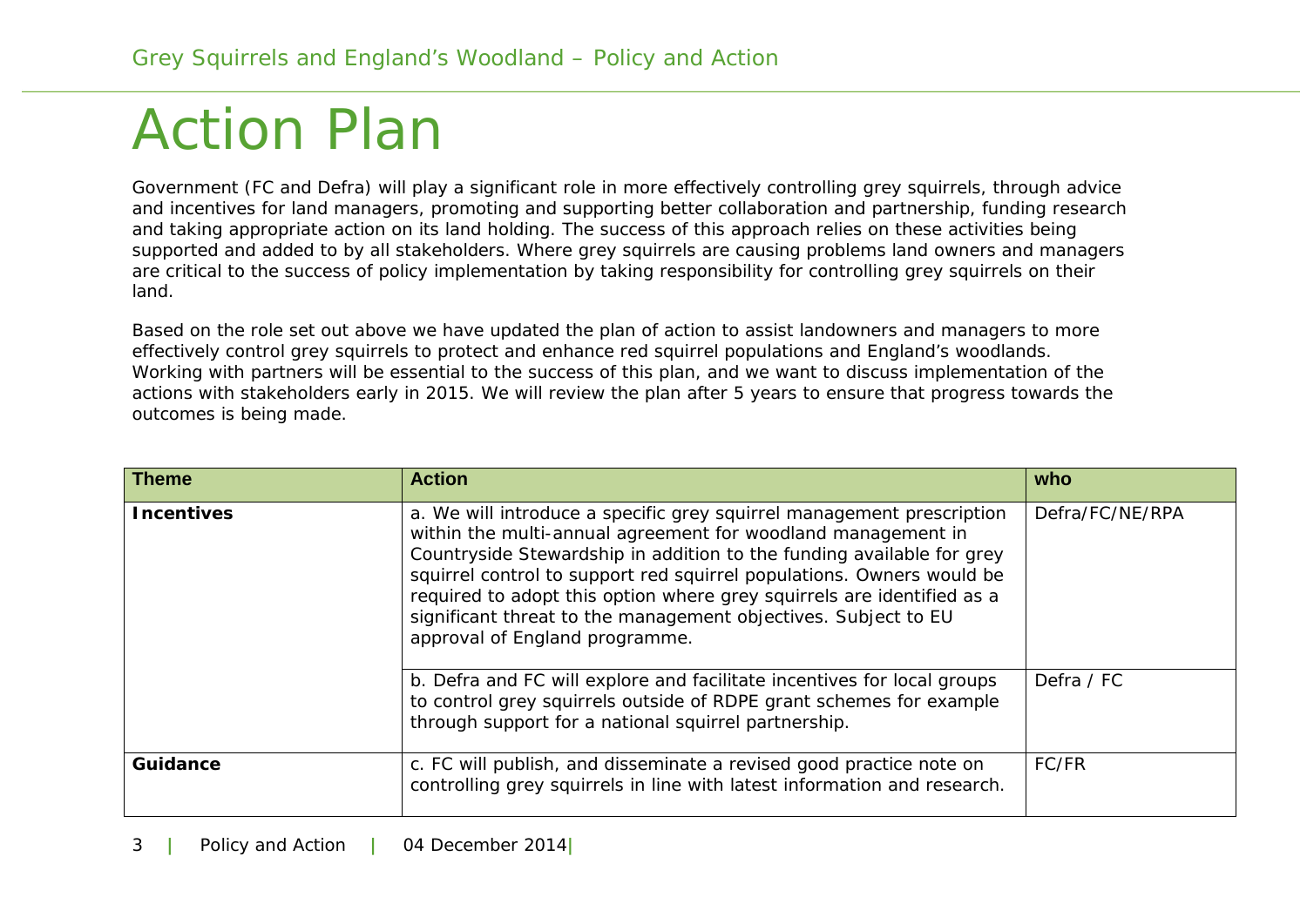# Action Plan

Government (FC and Defra) will play a significant role in more effectively controlling grey squirrels, through advice and incentives for land managers, promoting and supporting better collaboration and partnership, funding research and taking appropriate action on its land holding. The success of this approach relies on these activities being supported and added to by all stakeholders. Where grey squirrels are causing problems land owners and managers are critical to the success of policy implementation by taking responsibility for controlling grey squirrels on their land.

Based on the role set out above we have updated the plan of action to assist landowners and managers to more effectively control grey squirrels to protect and enhance red squirrel populations and England's woodlands. Working with partners will be essential to the success of this plan, and we want to discuss implementation of the actions with stakeholders early in 2015. We will review the plan after 5 years to ensure that progress towards the outcomes is being made.

| Theme | Action | who |
|---|---|---|
| **Incentives** | a. We will introduce a specific grey squirrel management prescription within the multi-annual agreement for woodland management in Countryside Stewardship in addition to the funding available for grey squirrel control to support red squirrel populations. Owners would be required to adopt this option where grey squirrels are identified as a significant threat to the management objectives. Subject to EU approval of England programme. | Defra/FC/NE/RPA |
| | b. Defra and FC will explore and facilitate incentives for local groups to control grey squirrels outside of RDPE grant schemes for example through support for a national squirrel partnership. | Defra / FC |
| **Guidance** | c. FC will publish, and disseminate a revised good practice note on controlling grey squirrels in line with latest information and research. | FC/FR |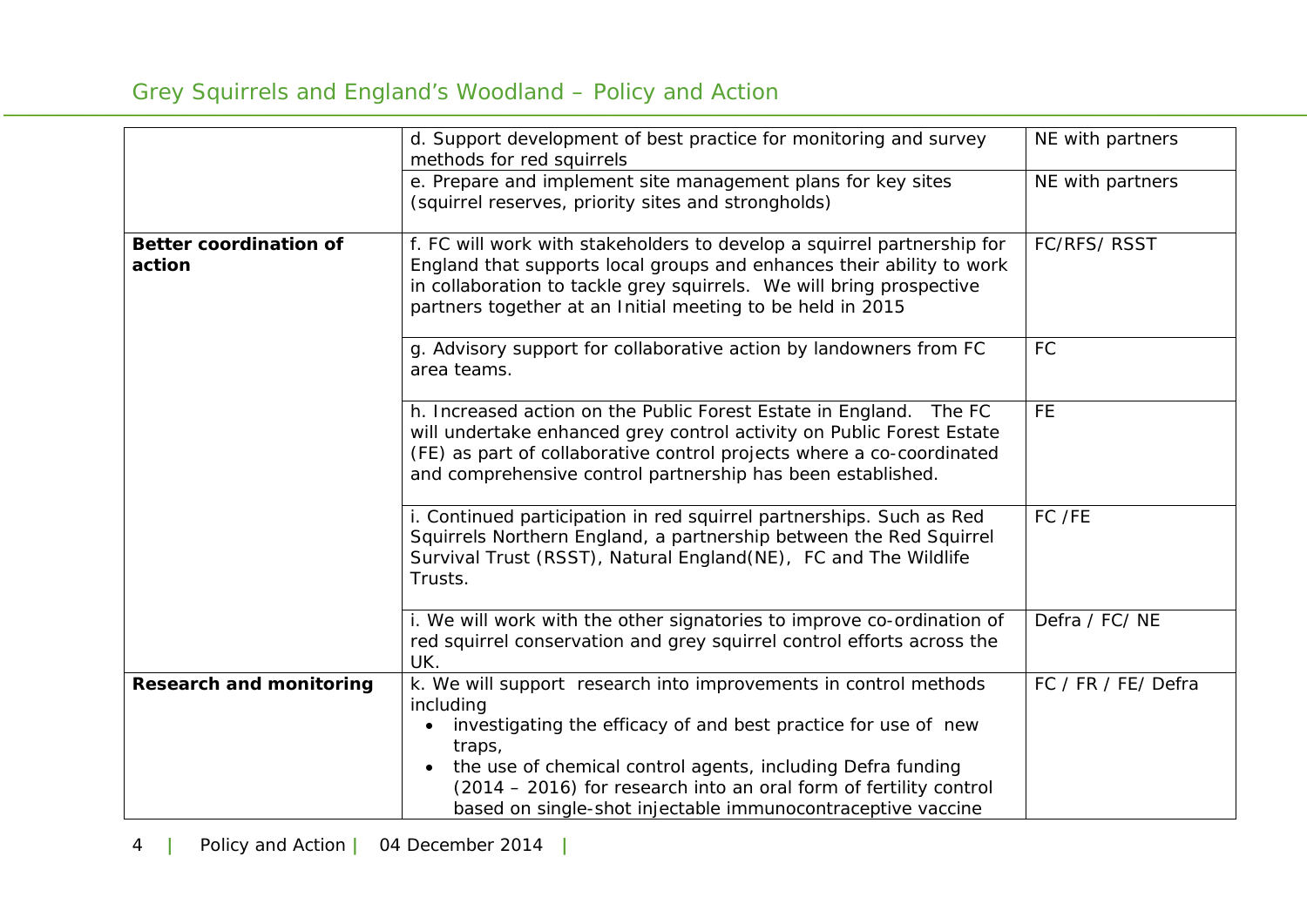| | | |
|---|---|---|
| | d. Support development of best practice for monitoring and survey methods for red squirrels | NE with partners |
| | e. Prepare and implement site management plans for key sites (squirrel reserves, priority sites and strongholds) | NE with partners |
| **Better coordination of action** | f. FC will work with stakeholders to develop a squirrel partnership for England that supports local groups and enhances their ability to work in collaboration to tackle grey squirrels. We will bring prospective partners together at an Initial meeting to be held in 2015 | FC/RFS/ RSST |
| | g. Advisory support for collaborative action by landowners from FC area teams. | FC |
| | h. Increased action on the Public Forest Estate in England. The FC will undertake enhanced grey control activity on Public Forest Estate (FE) as part of collaborative control projects where a co-coordinated and comprehensive control partnership has been established. | FE |
| | i. Continued participation in red squirrel partnerships. Such as Red Squirrels Northern England, a partnership between the Red Squirrel Survival Trust (RSST), Natural England(NE), FC and The Wildlife Trusts. | FC /FE |
| | i. We will work with the other signatories to improve co-ordination of red squirrel conservation and grey squirrel control efforts across the UK. | Defra / FC/ NE |
| **Research and monitoring** | k. We will support research into improvements in control methods including<br>• investigating the efficacy of and best practice for use of new traps,<br>• the use of chemical control agents, including Defra funding (2014 – 2016) for research into an oral form of fertility control based on single-shot injectable immunocontraceptive vaccine | FC / FR / FE/ Defra |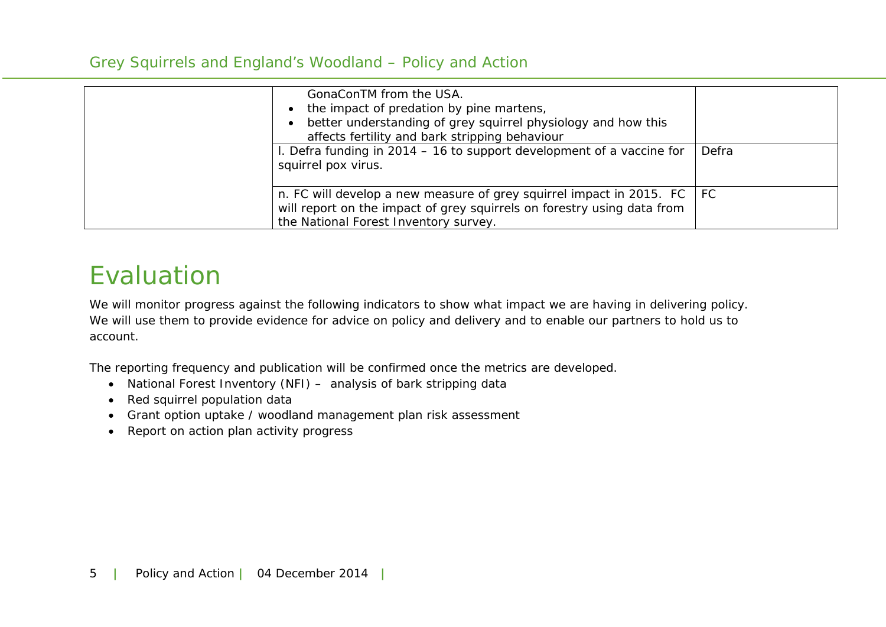| | | |
|---|---|---|
| | GonaConTM from the USA.<br>• the impact of predation by pine martens,<br>• better understanding of grey squirrel physiology and how this affects fertility and bark stripping behaviour | |
| | l. Defra funding in 2014 – 16 to support development of a vaccine for squirrel pox virus. | Defra |
| | n. FC will develop a new measure of grey squirrel impact in 2015. FC will report on the impact of grey squirrels on forestry using data from the National Forest Inventory survey. | FC |

# Evaluation

We will monitor progress against the following indicators to show what impact we are having in delivering policy. We will use them to provide evidence for advice on policy and delivery and to enable our partners to hold us to account.

The reporting frequency and publication will be confirmed once the metrics are developed.

- National Forest Inventory (NFI) – analysis of bark stripping data
- Red squirrel population data
- Grant option uptake / woodland management plan risk assessment
- Report on action plan activity progress